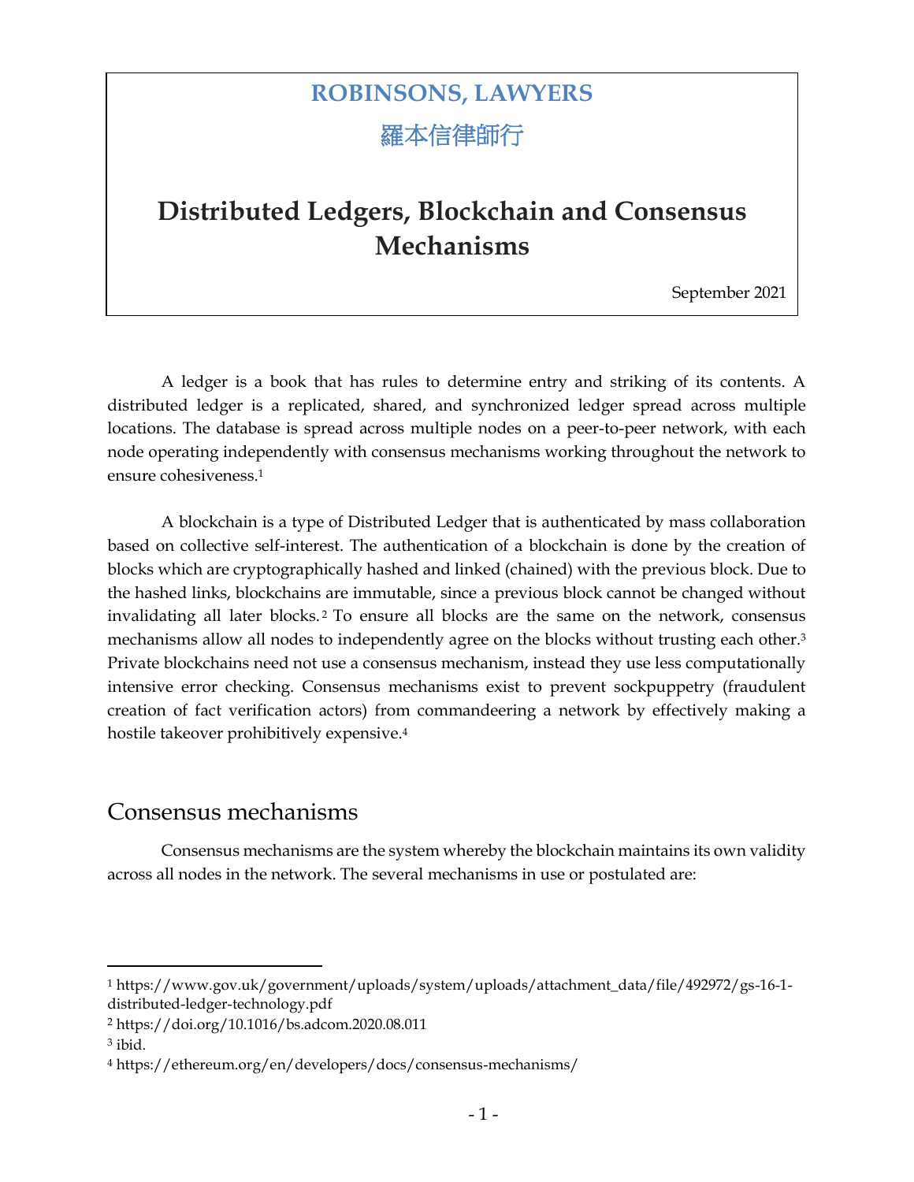# ROBINSONS, LAWYERS

# 羅本信律師行

# Distributed Ledgers, Blockchain and Consensus Mechanisms

September 2021

A ledger is a book that has rules to determine entry and striking of its contents. A distributed ledger is a replicated, shared, and synchronized ledger spread across multiple locations. The database is spread across multiple nodes on a peer-to-peer network, with each node operating independently with consensus mechanisms working throughout the network to ensure cohesiveness.[1]

A blockchain is a type of Distributed Ledger that is authenticated by mass collaboration based on collective self-interest. The authentication of a blockchain is done by the creation of blocks which are cryptographically hashed and linked (chained) with the previous block. Due to the hashed links, blockchains are immutable, since a previous block cannot be changed without invalidating all later blocks.[2] To ensure all blocks are the same on the network, consensus mechanisms allow all nodes to independently agree on the blocks without trusting each other.[3] Private blockchains need not use a consensus mechanism, instead they use less computationally intensive error checking. Consensus mechanisms exist to prevent sockpuppetry (fraudulent creation of fact verification actors) from commandeering a network by effectively making a hostile takeover prohibitively expensive.[4]

## Consensus mechanisms

Consensus mechanisms are the system whereby the blockchain maintains its own validity across all nodes in the network. The several mechanisms in use or postulated are:

---

[1] https://www.gov.uk/government/uploads/system/uploads/attachment_data/file/492972/gs-16-1-distributed-ledger-technology.pdf

[2] https://doi.org/10.1016/bs.adcom.2020.08.011

[3] ibid.

[4] https://ethereum.org/en/developers/docs/consensus-mechanisms/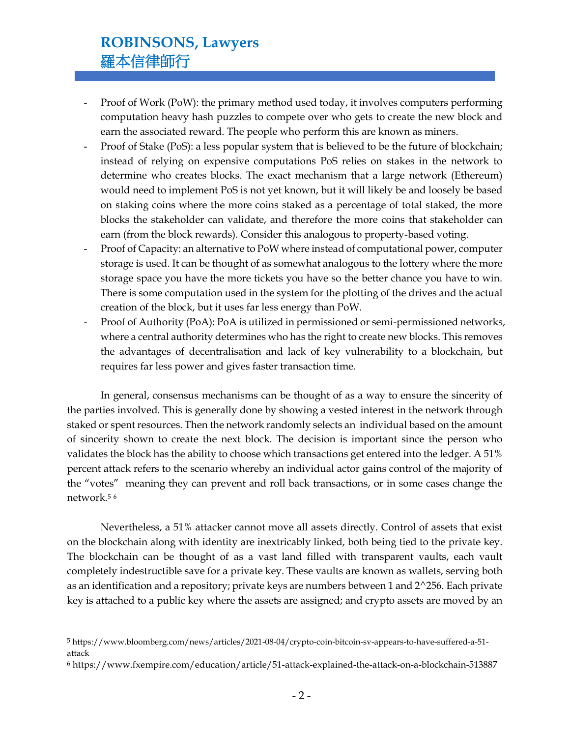- Proof of Work (PoW): the primary method used today, it involves computers performing computation heavy hash puzzles to compete over who gets to create the new block and earn the associated reward. The people who perform this are known as miners.
- Proof of Stake (PoS): a less popular system that is believed to be the future of blockchain; instead of relying on expensive computations PoS relies on stakes in the network to determine who creates blocks. The exact mechanism that a large network (Ethereum) would need to implement PoS is not yet known, but it will likely be and loosely be based on staking coins where the more coins staked as a percentage of total staked, the more blocks the stakeholder can validate, and therefore the more coins that stakeholder can earn (from the block rewards). Consider this analogous to property-based voting.
- Proof of Capacity: an alternative to PoW where instead of computational power, computer storage is used. It can be thought of as somewhat analogous to the lottery where the more storage space you have the more tickets you have so the better chance you have to win. There is some computation used in the system for the plotting of the drives and the actual creation of the block, but it uses far less energy than PoW.
- Proof of Authority (PoA): PoA is utilized in permissioned or semi-permissioned networks, where a central authority determines who has the right to create new blocks. This removes the advantages of decentralisation and lack of key vulnerability to a blockchain, but requires far less power and gives faster transaction time.

In general, consensus mechanisms can be thought of as a way to ensure the sincerity of the parties involved. This is generally done by showing a vested interest in the network through staked or spent resources. Then the network randomly selects an individual based on the amount of sincerity shown to create the next block. The decision is important since the person who validates the block has the ability to choose which transactions get entered into the ledger. A 51% percent attack refers to the scenario whereby an individual actor gains control of the majority of the "votes" meaning they can prevent and roll back transactions, or in some cases change the network.[5] [6]

Nevertheless, a 51% attacker cannot move all assets directly. Control of assets that exist on the blockchain along with identity are inextricably linked, both being tied to the private key. The blockchain can be thought of as a vast land filled with transparent vaults, each vault completely indestructible save for a private key. These vaults are known as wallets, serving both as an identification and a repository; private keys are numbers between 1 and 2^256. Each private key is attached to a public key where the assets are assigned; and crypto assets are moved by an

---

[5] https://www.bloomberg.com/news/articles/2021-08-04/crypto-coin-bitcoin-sv-appears-to-have-suffered-a-51-attack

[6] https://www.fxempire.com/education/article/51-attack-explained-the-attack-on-a-blockchain-513887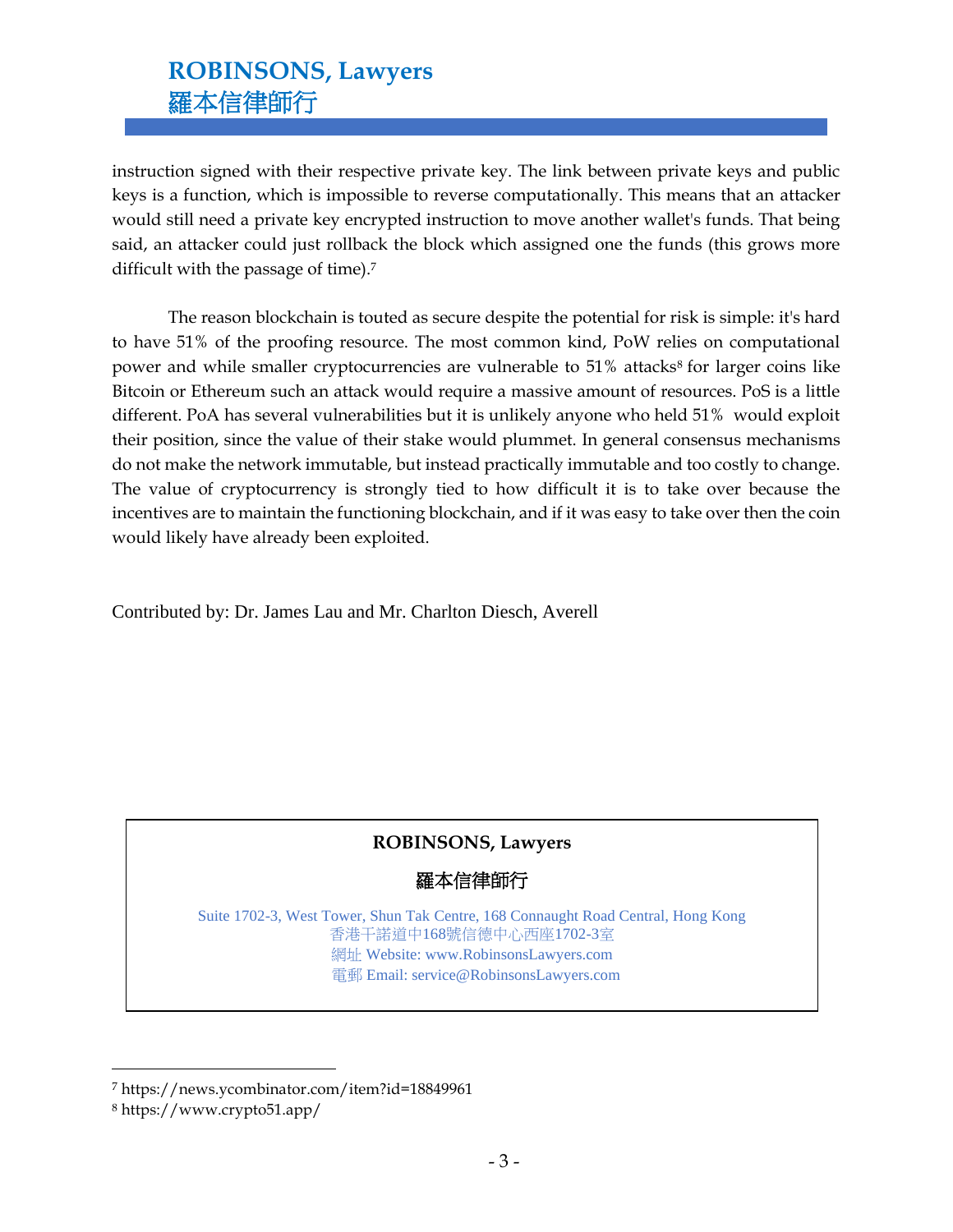instruction signed with their respective private key. The link between private keys and public keys is a function, which is impossible to reverse computationally. This means that an attacker would still need a private key encrypted instruction to move another wallet's funds. That being said, an attacker could just rollback the block which assigned one the funds (this grows more difficult with the passage of time).[7]

The reason blockchain is touted as secure despite the potential for risk is simple: it's hard to have 51% of the proofing resource. The most common kind, PoW relies on computational power and while smaller cryptocurrencies are vulnerable to 51% attacks[8] for larger coins like Bitcoin or Ethereum such an attack would require a massive amount of resources. PoS is a little different. PoA has several vulnerabilities but it is unlikely anyone who held 51% would exploit their position, since the value of their stake would plummet. In general consensus mechanisms do not make the network immutable, but instead practically immutable and too costly to change. The value of cryptocurrency is strongly tied to how difficult it is to take over because the incentives are to maintain the functioning blockchain, and if it was easy to take over then the coin would likely have already been exploited.

Contributed by: Dr. James Lau and Mr. Charlton Diesch, Averell

**ROBINSONS, Lawyers**

**羅本信律師行**

Suite 1702-3, West Tower, Shun Tak Centre, 168 Connaught Road Central, Hong Kong
香港干諾道中168號信德中心西座1702-3室
網址 Website: www.RobinsonsLawyers.com
電郵 Email: service@RobinsonsLawyers.com

---

[7] https://news.ycombinator.com/item?id=18849961

[8] https://www.crypto51.app/